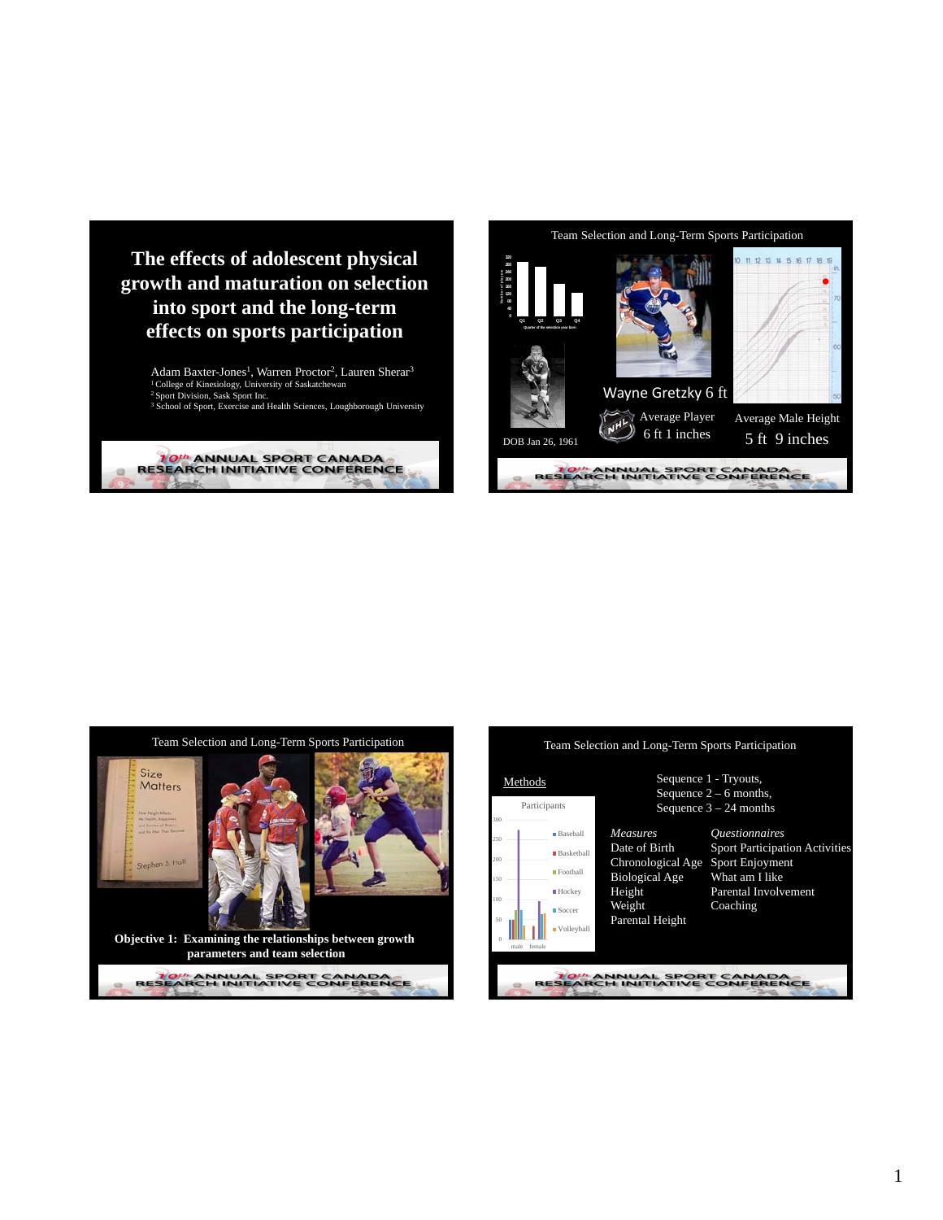# The effects of adolescent physical growth and maturation on selection into sport and the long-term effects on sports participation

Adam Baxter-Jones[1], Warren Proctor[2], Lauren Sherar[3]

[1] College of Kinesiology, University of Saskatchewan

[2] Sport Division, Sask Sport Inc.

[3] School of Sport, Exercise and Health Sciences, Loughborough University

10th ANNUAL SPORT CANADA RESEARCH INITIATIVE CONFERENCE

---

## Team Selection and Long-Term Sports Participation

DOB Jan 26, 1961

Wayne Gretzky 6 ft

Average Player 6 ft 1 inches

Average Male Height 5 ft 9 inches

10th ANNUAL SPORT CANADA RESEARCH INITIATIVE CONFERENCE

---

## Team Selection and Long-Term Sports Participation

Size Matters — Stephen S. Hall

**Objective 1: Examining the relationships between growth parameters and team selection**

10th ANNUAL SPORT CANADA RESEARCH INITIATIVE CONFERENCE

---

## Team Selection and Long-Term Sports Participation

Methods

Participants (chart: male, female — Baseball, Basketball, Football, Hockey, Soccer, Volleyball)

Sequence 1 - Tryouts,
Sequence 2 – 6 months,
Sequence 3 – 24 months

| *Measures* | *Questionnaires* |
| --- | --- |
| Date of Birth | Sport Participation Activities |
| Chronological Age | Sport Enjoyment |
| Biological Age | What am I like |
| Height | Parental Involvement |
| Weight | Coaching |
| Parental Height | |

10th ANNUAL SPORT CANADA RESEARCH INITIATIVE CONFERENCE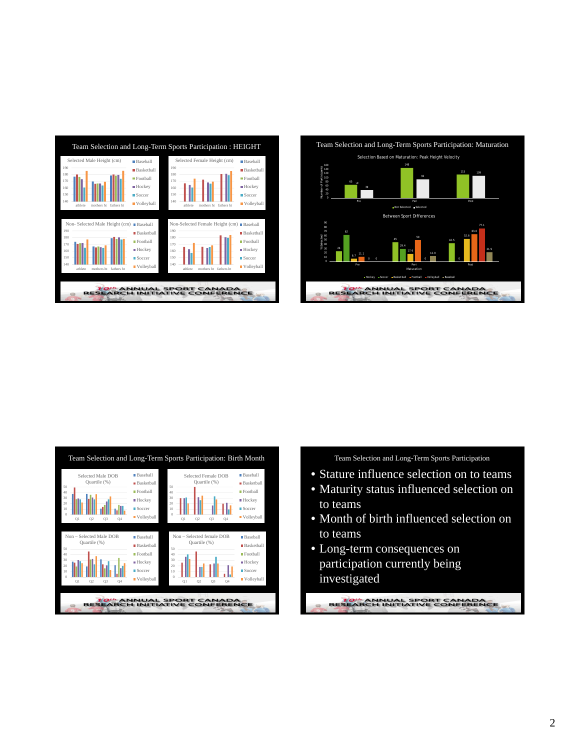## Team Selection and Long-Term Sports Participation : HEIGHT

Selected Male Height (cm)

190
180
170
160
150
140

athlete mothers ht fathers ht

Baseball
Basketball
Football
Hockey
Soccer
Volleyball

Selected Female Height (cm)

190
180
170
160
150
140

athlete mothers ht fathers ht

Baseball
Basketball
Football
Hockey
Soccer
Volleyball

Non- Selected Male Height (cm)

190
180
170
160
150
140

athlete mothers ht fathers ht

Baseball
Basketball
Football
Hockey
Soccer
Volleyball

Non-Selected Female Height (cm)

190
180
170
160
150
140

athlete mothers ht fathers ht

Baseball
Basketball
Football
Hockey
Soccer
Volleyball

10th ANNUAL SPORT CANADA RESEARCH INITIATIVE CONFERENCE

## Team Selection and Long-Term Sports Participation: Maturation

Selection Based on Maturation: Peak Height Velocity

Number of Participants

160
140
120
100
80
60
40
20
0

65 39 148 92 115 109

Pre Peri Post

Not Selected Selected

Between Sport Differences

%Selected

90
80
70
60
50
40
30
20
10
0

24 62 6.7 11.1 0 0 45 29.4 17.6 50 0 12.9 42.5 52.6 63.6 77.1 21.9 0

Pre Peri Post

Maturation

Hockey Soccer Basketball Football Volleyball Baseball

10th ANNUAL SPORT CANADA RESEARCH INITIATIVE CONFERENCE

## Team Selection and Long-Term Sports Participation: Birth Month

Selected Male DOB Quartile (%)

50
40
30
20
10
0

Q1 Q2 Q3 Q4

Baseball
Basketball
Football
Hockey
Soccer
Volleyball

Selected Female DOB Quartile (%)

50
40
30
20
10
0

Q1 Q2 Q3 Q4

Baseball
Basketball
Football
Hockey
Soccer
Volleyball

Non – Selected Male DOB Quartile (%)

50
40
30
20
10
0

Q1 Q2 Q3 Q4

Baseball
Basketball
Football
Hockey
Soccer
Volleyball

Non – Selected female DOB Quartile (%)

50
40
30
20
10
0

Q1 Q2 Q3 Q4

Baseball
Basketball
Football
Hockey
Soccer
Volleyball

10th ANNUAL SPORT CANADA RESEARCH INITIATIVE CONFERENCE

## Team Selection and Long-Term Sports Participation

- Stature influence selection on to teams
- Maturity status influenced selection on to teams
- Month of birth influenced selection on to teams
- Long-term consequences on participation currently being investigated

10th ANNUAL SPORT CANADA RESEARCH INITIATIVE CONFERENCE